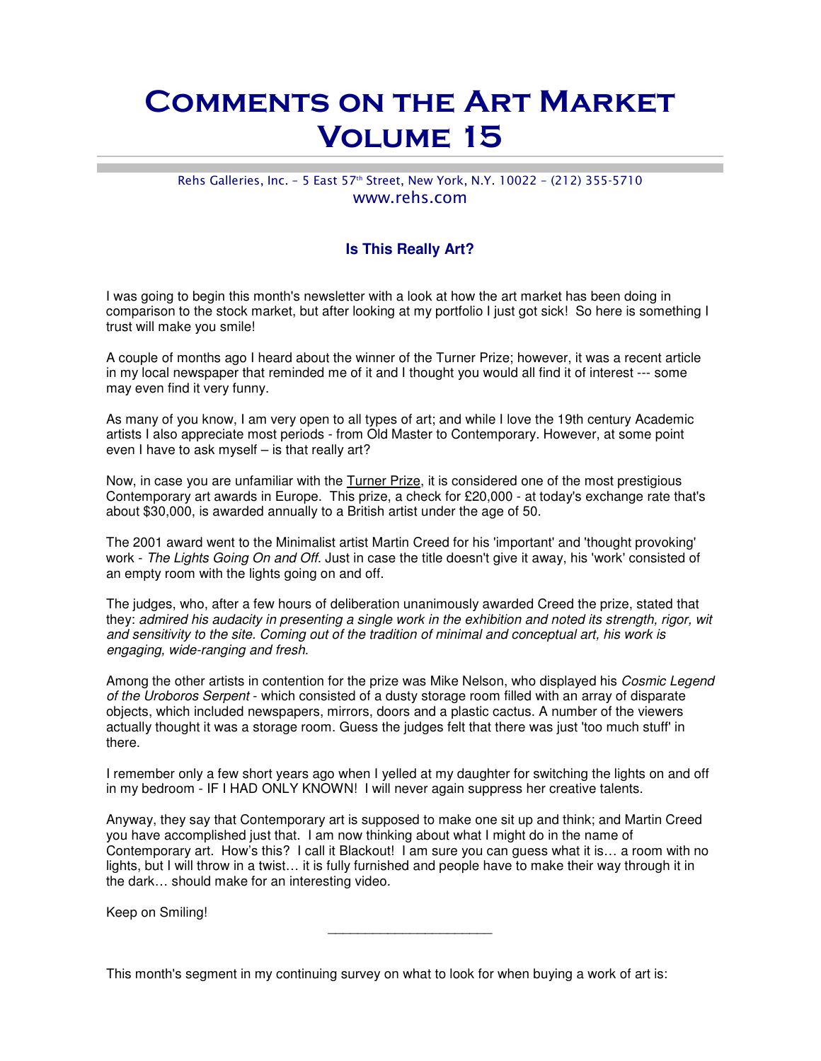# Comments on the Art Market Volume 15

Rehs Galleries, Inc. – 5 East 57th Street, New York, N.Y. 10022 – (212) 355-5710
www.rehs.com

### Is This Really Art?

I was going to begin this month's newsletter with a look at how the art market has been doing in comparison to the stock market, but after looking at my portfolio I just got sick! So here is something I trust will make you smile!

A couple of months ago I heard about the winner of the Turner Prize; however, it was a recent article in my local newspaper that reminded me of it and I thought you would all find it of interest --- some may even find it very funny.

As many of you know, I am very open to all types of art; and while I love the 19th century Academic artists I also appreciate most periods - from Old Master to Contemporary. However, at some point even I have to ask myself – is that really art?

Now, in case you are unfamiliar with the Turner Prize, it is considered one of the most prestigious Contemporary art awards in Europe. This prize, a check for £20,000 - at today's exchange rate that's about $30,000, is awarded annually to a British artist under the age of 50.

The 2001 award went to the Minimalist artist Martin Creed for his 'important' and 'thought provoking' work - *The Lights Going On and Off*. Just in case the title doesn't give it away, his 'work' consisted of an empty room with the lights going on and off.

The judges, who, after a few hours of deliberation unanimously awarded Creed the prize, stated that they: *admired his audacity in presenting a single work in the exhibition and noted its strength, rigor, wit and sensitivity to the site. Coming out of the tradition of minimal and conceptual art, his work is engaging, wide-ranging and fresh*.

Among the other artists in contention for the prize was Mike Nelson, who displayed his *Cosmic Legend of the Uroboros Serpent* - which consisted of a dusty storage room filled with an array of disparate objects, which included newspapers, mirrors, doors and a plastic cactus. A number of the viewers actually thought it was a storage room. Guess the judges felt that there was just 'too much stuff' in there.

I remember only a few short years ago when I yelled at my daughter for switching the lights on and off in my bedroom - IF I HAD ONLY KNOWN! I will never again suppress her creative talents.

Anyway, they say that Contemporary art is supposed to make one sit up and think; and Martin Creed you have accomplished just that. I am now thinking about what I might do in the name of Contemporary art. How's this? I call it Blackout! I am sure you can guess what it is… a room with no lights, but I will throw in a twist… it is fully furnished and people have to make their way through it in the dark… should make for an interesting video.

Keep on Smiling!

---

This month's segment in my continuing survey on what to look for when buying a work of art is: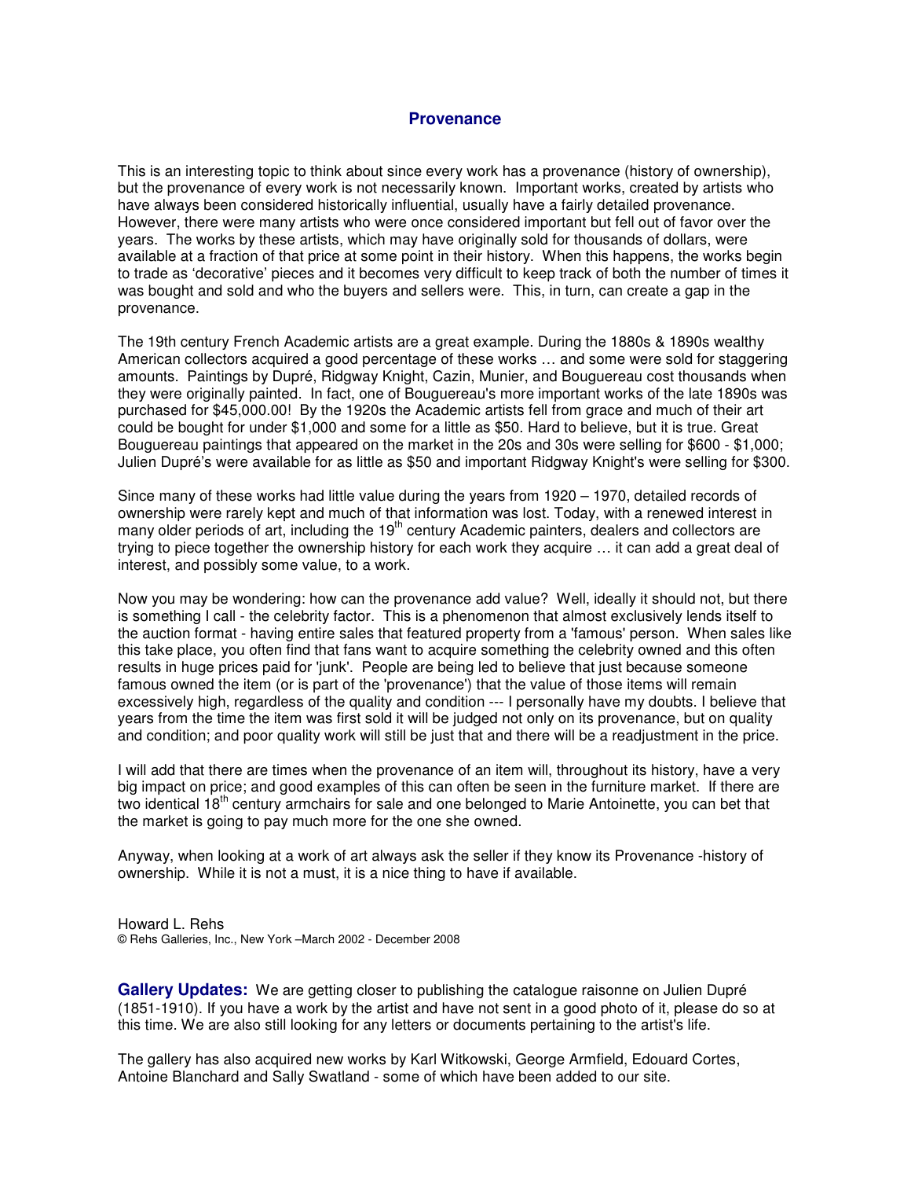## Provenance

This is an interesting topic to think about since every work has a provenance (history of ownership), but the provenance of every work is not necessarily known. Important works, created by artists who have always been considered historically influential, usually have a fairly detailed provenance. However, there were many artists who were once considered important but fell out of favor over the years. The works by these artists, which may have originally sold for thousands of dollars, were available at a fraction of that price at some point in their history. When this happens, the works begin to trade as 'decorative' pieces and it becomes very difficult to keep track of both the number of times it was bought and sold and who the buyers and sellers were. This, in turn, can create a gap in the provenance.

The 19th century French Academic artists are a great example. During the 1880s & 1890s wealthy American collectors acquired a good percentage of these works … and some were sold for staggering amounts. Paintings by Dupré, Ridgway Knight, Cazin, Munier, and Bouguereau cost thousands when they were originally painted. In fact, one of Bouguereau's more important works of the late 1890s was purchased for $45,000.00! By the 1920s the Academic artists fell from grace and much of their art could be bought for under $1,000 and some for a little as $50. Hard to believe, but it is true. Great Bouguereau paintings that appeared on the market in the 20s and 30s were selling for $600 - $1,000; Julien Dupré's were available for as little as $50 and important Ridgway Knight's were selling for $300.

Since many of these works had little value during the years from 1920 – 1970, detailed records of ownership were rarely kept and much of that information was lost. Today, with a renewed interest in many older periods of art, including the 19th century Academic painters, dealers and collectors are trying to piece together the ownership history for each work they acquire … it can add a great deal of interest, and possibly some value, to a work.

Now you may be wondering: how can the provenance add value? Well, ideally it should not, but there is something I call - the celebrity factor. This is a phenomenon that almost exclusively lends itself to the auction format - having entire sales that featured property from a 'famous' person. When sales like this take place, you often find that fans want to acquire something the celebrity owned and this often results in huge prices paid for 'junk'. People are being led to believe that just because someone famous owned the item (or is part of the 'provenance') that the value of those items will remain excessively high, regardless of the quality and condition --- I personally have my doubts. I believe that years from the time the item was first sold it will be judged not only on its provenance, but on quality and condition; and poor quality work will still be just that and there will be a readjustment in the price.

I will add that there are times when the provenance of an item will, throughout its history, have a very big impact on price; and good examples of this can often be seen in the furniture market. If there are two identical 18th century armchairs for sale and one belonged to Marie Antoinette, you can bet that the market is going to pay much more for the one she owned.

Anyway, when looking at a work of art always ask the seller if they know its Provenance -history of ownership. While it is not a must, it is a nice thing to have if available.

Howard L. Rehs
© Rehs Galleries, Inc., New York –March 2002 - December 2008

**Gallery Updates:** We are getting closer to publishing the catalogue raisonne on Julien Dupré (1851-1910). If you have a work by the artist and have not sent in a good photo of it, please do so at this time. We are also still looking for any letters or documents pertaining to the artist's life.

The gallery has also acquired new works by Karl Witkowski, George Armfield, Edouard Cortes, Antoine Blanchard and Sally Swatland - some of which have been added to our site.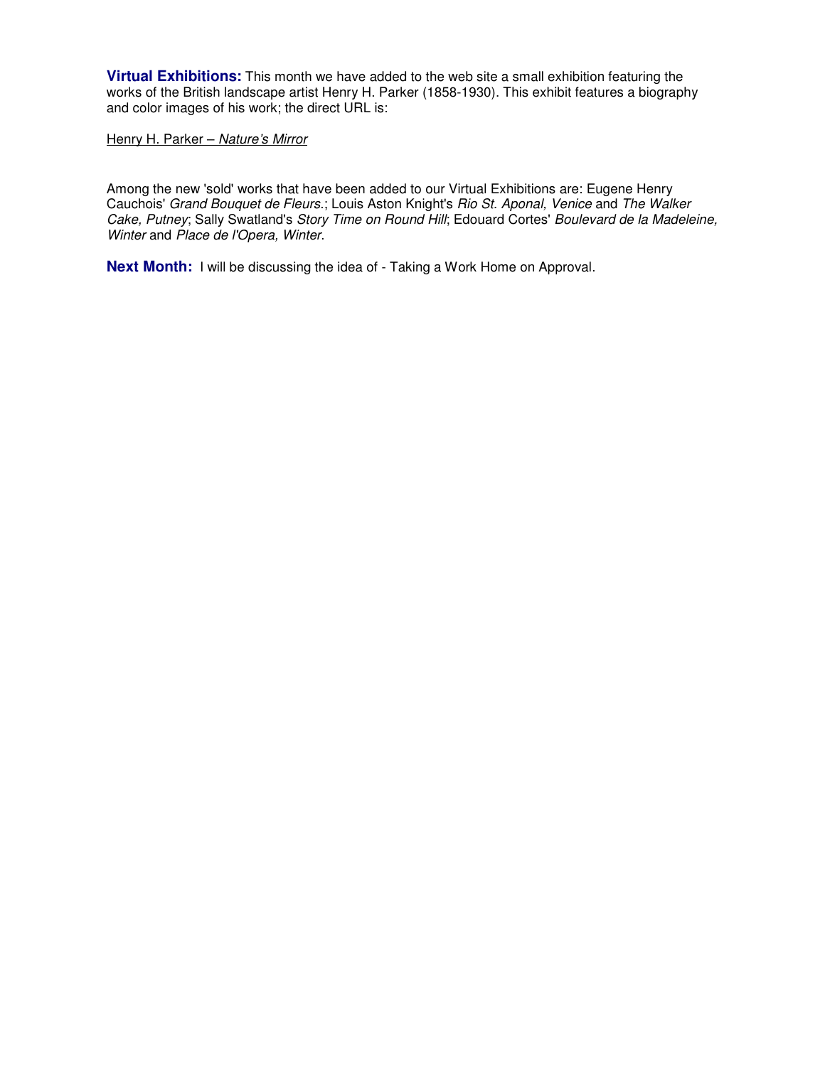**Virtual Exhibitions:** This month we have added to the web site a small exhibition featuring the works of the British landscape artist Henry H. Parker (1858-1930). This exhibit features a biography and color images of his work; the direct URL is:

Henry H. Parker – *Nature's Mirror*

Among the new 'sold' works that have been added to our Virtual Exhibitions are: Eugene Henry Cauchois' *Grand Bouquet de Fleurs*.; Louis Aston Knight's *Rio St. Aponal, Venice* and *The Walker Cake, Putney*; Sally Swatland's *Story Time on Round Hill*; Edouard Cortes' *Boulevard de la Madeleine, Winter* and *Place de l'Opera, Winter*.

**Next Month:** I will be discussing the idea of - Taking a Work Home on Approval.